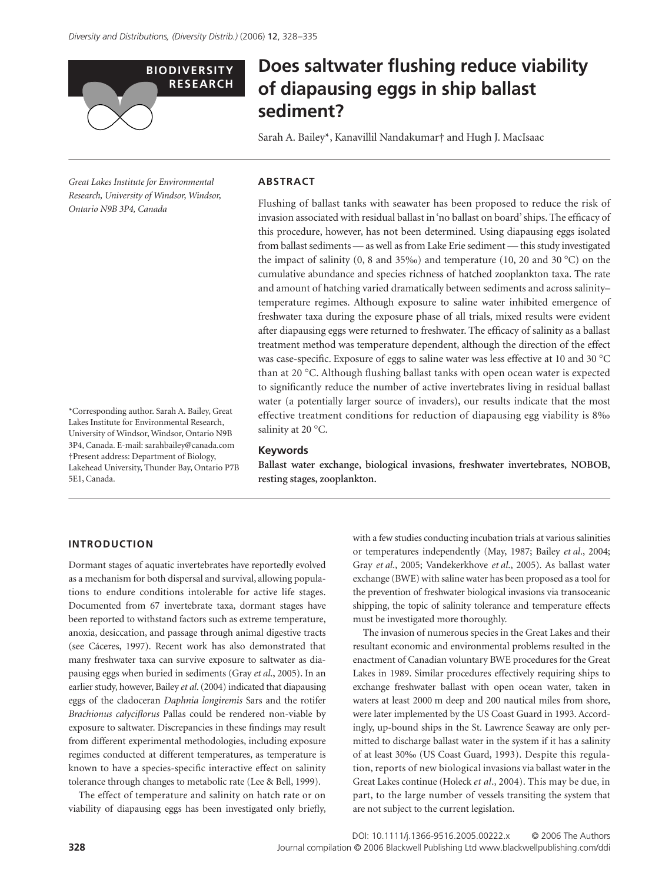BIODIVERSITY RESEARCH

# Does saltwater flushing reduce viability of diapausing eggs in ship ballast sediment?

Sarah A. Bailey*, Kanavillil Nandakumar† and Hugh J. MacIsaac

*Great Lakes Institute for Environmental Research, University of Windsor, Windsor, Ontario N9B 3P4, Canada*

*Corresponding author. Sarah A. Bailey, Great Lakes Institute for Environmental Research, University of Windsor, Windsor, Ontario N9B 3P4, Canada. E-mail: sarahbailey@canada.com
†Present address: Department of Biology, Lakehead University, Thunder Bay, Ontario P7B 5E1, Canada.

## ABSTRACT

Flushing of ballast tanks with seawater has been proposed to reduce the risk of invasion associated with residual ballast in 'no ballast on board' ships. The efficacy of this procedure, however, has not been determined. Using diapausing eggs isolated from ballast sediments — as well as from Lake Erie sediment — this study investigated the impact of salinity (0, 8 and 35‰) and temperature (10, 20 and 30 °C) on the cumulative abundance and species richness of hatched zooplankton taxa. The rate and amount of hatching varied dramatically between sediments and across salinity–temperature regimes. Although exposure to saline water inhibited emergence of freshwater taxa during the exposure phase of all trials, mixed results were evident after diapausing eggs were returned to freshwater. The efficacy of salinity as a ballast treatment method was temperature dependent, although the direction of the effect was case-specific. Exposure of eggs to saline water was less effective at 10 and 30 °C than at 20 °C. Although flushing ballast tanks with open ocean water is expected to significantly reduce the number of active invertebrates living in residual ballast water (a potentially larger source of invaders), our results indicate that the most effective treatment conditions for reduction of diapausing egg viability is 8‰ salinity at 20 °C.

### Keywords

**Ballast water exchange, biological invasions, freshwater invertebrates, NOBOB, resting stages, zooplankton.**

## INTRODUCTION

Dormant stages of aquatic invertebrates have reportedly evolved as a mechanism for both dispersal and survival, allowing populations to endure conditions intolerable for active life stages. Documented from 67 invertebrate taxa, dormant stages have been reported to withstand factors such as extreme temperature, anoxia, desiccation, and passage through animal digestive tracts (see Cáceres, 1997). Recent work has also demonstrated that many freshwater taxa can survive exposure to saltwater as diapausing eggs when buried in sediments (Gray *et al*., 2005). In an earlier study, however, Bailey *et al*. (2004) indicated that diapausing eggs of the cladoceran *Daphnia longiremis* Sars and the rotifer *Brachionus calyciflorus* Pallas could be rendered non-viable by exposure to saltwater. Discrepancies in these findings may result from different experimental methodologies, including exposure regimes conducted at different temperatures, as temperature is known to have a species-specific interactive effect on salinity tolerance through changes to metabolic rate (Lee & Bell, 1999).

The effect of temperature and salinity on hatch rate or on viability of diapausing eggs has been investigated only briefly, with a few studies conducting incubation trials at various salinities or temperatures independently (May, 1987; Bailey *et al*., 2004; Gray *et al*., 2005; Vandekerkhove *et al*., 2005). As ballast water exchange (BWE) with saline water has been proposed as a tool for the prevention of freshwater biological invasions via transoceanic shipping, the topic of salinity tolerance and temperature effects must be investigated more thoroughly.

The invasion of numerous species in the Great Lakes and their resultant economic and environmental problems resulted in the enactment of Canadian voluntary BWE procedures for the Great Lakes in 1989. Similar procedures effectively requiring ships to exchange freshwater ballast with open ocean water, taken in waters at least 2000 m deep and 200 nautical miles from shore, were later implemented by the US Coast Guard in 1993. Accordingly, up-bound ships in the St. Lawrence Seaway are only permitted to discharge ballast water in the system if it has a salinity of at least 30‰ (US Coast Guard, 1993). Despite this regulation, reports of new biological invasions via ballast water in the Great Lakes continue (Holeck *et al*., 2004). This may be due, in part, to the large number of vessels transiting the system that are not subject to the current legislation.

DOI: 10.1111/j.1366-9516.2005.00222.x © 2006 The Authors
Journal compilation © 2006 Blackwell Publishing Ltd www.blackwellpublishing.com/ddi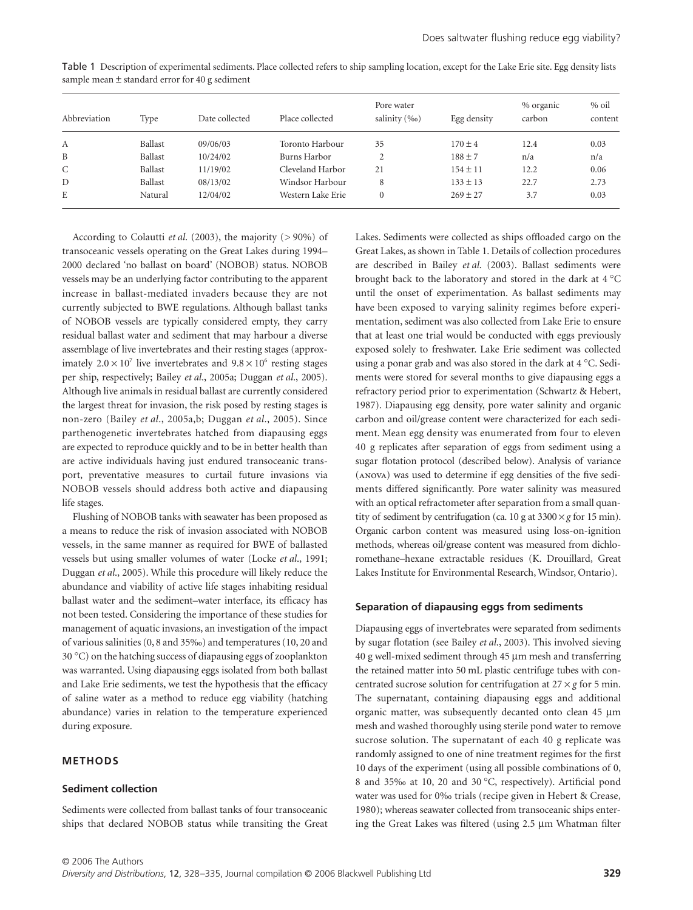Table 1 Description of experimental sediments. Place collected refers to ship sampling location, except for the Lake Erie site. Egg density lists sample mean ± standard error for 40 g sediment

| Abbreviation | Type | Date collected | Place collected | Pore water salinity (‰) | Egg density | % organic carbon | % oil content |
|---|---|---|---|---|---|---|---|
| A | Ballast | 09/06/03 | Toronto Harbour | 35 | 170 ± 4 | 12.4 | 0.03 |
| B | Ballast | 10/24/02 | Burns Harbor | 2 | 188 ± 7 | n/a | n/a |
| C | Ballast | 11/19/02 | Cleveland Harbor | 21 | 154 ± 11 | 12.2 | 0.06 |
| D | Ballast | 08/13/02 | Windsor Harbour | 8 | 133 ± 13 | 22.7 | 2.73 |
| E | Natural | 12/04/02 | Western Lake Erie | 0 | 269 ± 27 | 3.7 | 0.03 |

According to Colautti *et al.* (2003), the majority (> 90%) of transoceanic vessels operating on the Great Lakes during 1994–2000 declared 'no ballast on board' (NOBOB) status. NOBOB vessels may be an underlying factor contributing to the apparent increase in ballast-mediated invaders because they are not currently subjected to BWE regulations. Although ballast tanks of NOBOB vessels are typically considered empty, they carry residual ballast water and sediment that may harbour a diverse assemblage of live invertebrates and their resting stages (approximately $2.0 \times 10^7$ live invertebrates and $9.8 \times 10^6$ resting stages per ship, respectively; Bailey *et al*., 2005a; Duggan *et al*., 2005). Although live animals in residual ballast are currently considered the largest threat for invasion, the risk posed by resting stages is non-zero (Bailey *et al*., 2005a,b; Duggan *et al*., 2005). Since parthenogenetic invertebrates hatched from diapausing eggs are expected to reproduce quickly and to be in better health than are active individuals having just endured transoceanic transport, preventative measures to curtail future invasions via NOBOB vessels should address both active and diapausing life stages.

Flushing of NOBOB tanks with seawater has been proposed as a means to reduce the risk of invasion associated with NOBOB vessels, in the same manner as required for BWE of ballasted vessels but using smaller volumes of water (Locke *et al*., 1991; Duggan *et al*., 2005). While this procedure will likely reduce the abundance and viability of active life stages inhabiting residual ballast water and the sediment–water interface, its efficacy has not been tested. Considering the importance of these studies for management of aquatic invasions, an investigation of the impact of various salinities (0, 8 and 35‰) and temperatures (10, 20 and 30 °C) on the hatching success of diapausing eggs of zooplankton was warranted. Using diapausing eggs isolated from both ballast and Lake Erie sediments, we test the hypothesis that the efficacy of saline water as a method to reduce egg viability (hatching abundance) varies in relation to the temperature experienced during exposure.

## METHODS

### Sediment collection

Sediments were collected from ballast tanks of four transoceanic ships that declared NOBOB status while transiting the Great Lakes. Sediments were collected as ships offloaded cargo on the Great Lakes, as shown in Table 1. Details of collection procedures are described in Bailey *et al*. (2003). Ballast sediments were brought back to the laboratory and stored in the dark at 4 °C until the onset of experimentation. As ballast sediments may have been exposed to varying salinity regimes before experimentation, sediment was also collected from Lake Erie to ensure that at least one trial would be conducted with eggs previously exposed solely to freshwater. Lake Erie sediment was collected using a ponar grab and was also stored in the dark at 4 °C. Sediments were stored for several months to give diapausing eggs a refractory period prior to experimentation (Schwartz & Hebert, 1987). Diapausing egg density, pore water salinity and organic carbon and oil/grease content were characterized for each sediment. Mean egg density was enumerated from four to eleven 40 g replicates after separation of eggs from sediment using a sugar flotation protocol (described below). Analysis of variance (ANOVA) was used to determine if egg densities of the five sediments differed significantly. Pore water salinity was measured with an optical refractometer after separation from a small quantity of sediment by centrifugation (ca. 10 g at $3300 \times g$ for 15 min). Organic carbon content was measured using loss-on-ignition methods, whereas oil/grease content was measured from dichloromethane–hexane extractable residues (K. Drouillard, Great Lakes Institute for Environmental Research, Windsor, Ontario).

### Separation of diapausing eggs from sediments

Diapausing eggs of invertebrates were separated from sediments by sugar flotation (see Bailey *et al*., 2003). This involved sieving 40 g well-mixed sediment through 45 µm mesh and transferring the retained matter into 50 mL plastic centrifuge tubes with concentrated sucrose solution for centrifugation at $27 \times g$ for 5 min. The supernatant, containing diapausing eggs and additional organic matter, was subsequently decanted onto clean 45 µm mesh and washed thoroughly using sterile pond water to remove sucrose solution. The supernatant of each 40 g replicate was randomly assigned to one of nine treatment regimes for the first 10 days of the experiment (using all possible combinations of 0, 8 and 35‰ at 10, 20 and 30 °C, respectively). Artificial pond water was used for 0‰ trials (recipe given in Hebert & Crease, 1980); whereas seawater collected from transoceanic ships entering the Great Lakes was filtered (using 2.5 µm Whatman filter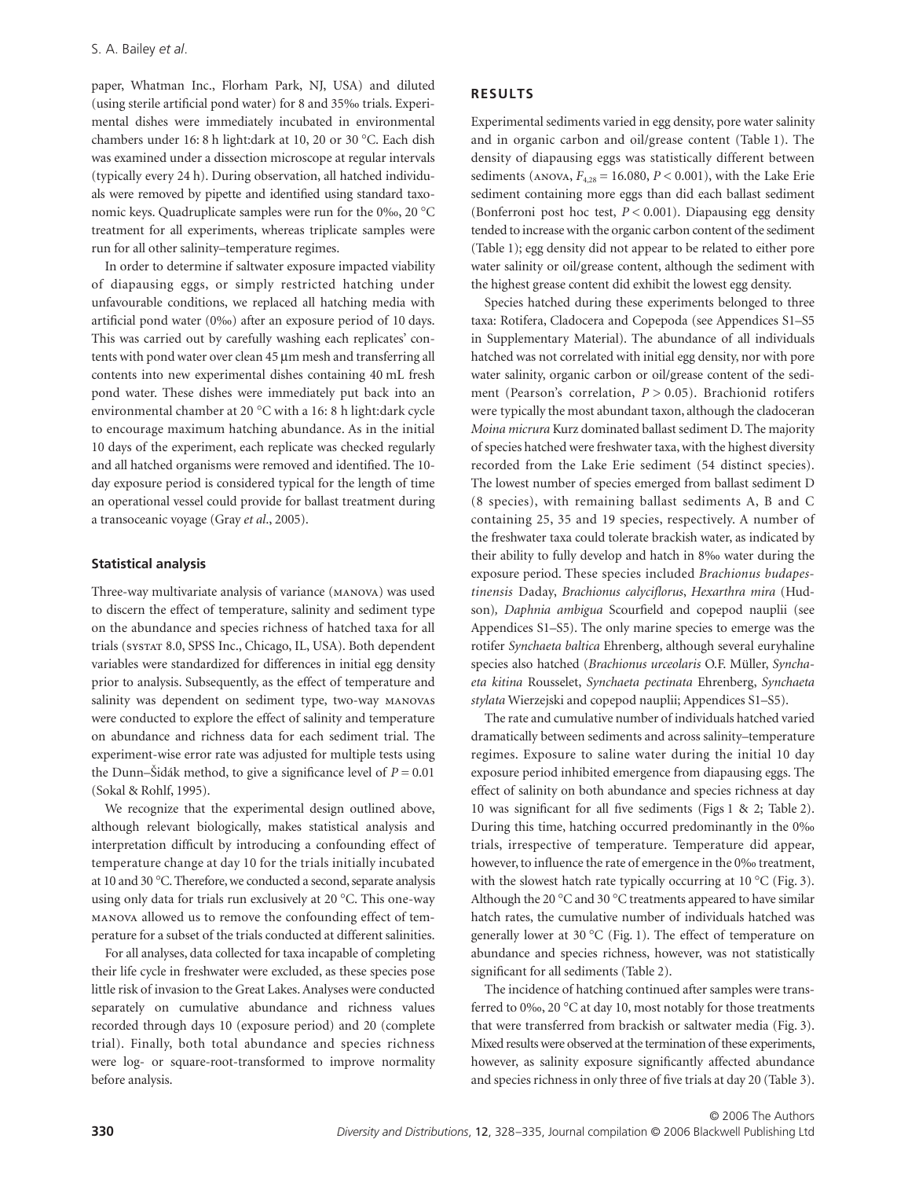paper, Whatman Inc., Florham Park, NJ, USA) and diluted (using sterile artificial pond water) for 8 and 35‰ trials. Experimental dishes were immediately incubated in environmental chambers under 16: 8 h light:dark at 10, 20 or 30 °C. Each dish was examined under a dissection microscope at regular intervals (typically every 24 h). During observation, all hatched individuals were removed by pipette and identified using standard taxonomic keys. Quadruplicate samples were run for the 0‰, 20 °C treatment for all experiments, whereas triplicate samples were run for all other salinity–temperature regimes.

In order to determine if saltwater exposure impacted viability of diapausing eggs, or simply restricted hatching under unfavourable conditions, we replaced all hatching media with artificial pond water (0‰) after an exposure period of 10 days. This was carried out by carefully washing each replicates' contents with pond water over clean 45 μm mesh and transferring all contents into new experimental dishes containing 40 mL fresh pond water. These dishes were immediately put back into an environmental chamber at 20 °C with a 16: 8 h light:dark cycle to encourage maximum hatching abundance. As in the initial 10 days of the experiment, each replicate was checked regularly and all hatched organisms were removed and identified. The 10-day exposure period is considered typical for the length of time an operational vessel could provide for ballast treatment during a transoceanic voyage (Gray *et al*., 2005).

### Statistical analysis

Three-way multivariate analysis of variance (MANOVA) was used to discern the effect of temperature, salinity and sediment type on the abundance and species richness of hatched taxa for all trials (SYSTAT 8.0, SPSS Inc., Chicago, IL, USA). Both dependent variables were standardized for differences in initial egg density prior to analysis. Subsequently, as the effect of temperature and salinity was dependent on sediment type, two-way MANOVAs were conducted to explore the effect of salinity and temperature on abundance and richness data for each sediment trial. The experiment-wise error rate was adjusted for multiple tests using the Dunn–Šidák method, to give a significance level of $P = 0.01$ (Sokal & Rohlf, 1995).

We recognize that the experimental design outlined above, although relevant biologically, makes statistical analysis and interpretation difficult by introducing a confounding effect of temperature change at day 10 for the trials initially incubated at 10 and 30 °C. Therefore, we conducted a second, separate analysis using only data for trials run exclusively at 20 °C. This one-way MANOVA allowed us to remove the confounding effect of temperature for a subset of the trials conducted at different salinities.

For all analyses, data collected for taxa incapable of completing their life cycle in freshwater were excluded, as these species pose little risk of invasion to the Great Lakes. Analyses were conducted separately on cumulative abundance and richness values recorded through days 10 (exposure period) and 20 (complete trial). Finally, both total abundance and species richness were log- or square-root-transformed to improve normality before analysis.

## RESULTS

Experimental sediments varied in egg density, pore water salinity and in organic carbon and oil/grease content (Table 1). The density of diapausing eggs was statistically different between sediments (ANOVA, $F_{4,28} = 16.080$, $P < 0.001$), with the Lake Erie sediment containing more eggs than did each ballast sediment (Bonferroni post hoc test, $P < 0.001$). Diapausing egg density tended to increase with the organic carbon content of the sediment (Table 1); egg density did not appear to be related to either pore water salinity or oil/grease content, although the sediment with the highest grease content did exhibit the lowest egg density.

Species hatched during these experiments belonged to three taxa: Rotifera, Cladocera and Copepoda (see Appendices S1–S5 in Supplementary Material). The abundance of all individuals hatched was not correlated with initial egg density, nor with pore water salinity, organic carbon or oil/grease content of the sediment (Pearson's correlation, $P > 0.05$). Brachionid rotifers were typically the most abundant taxon, although the cladoceran *Moina micrura* Kurz dominated ballast sediment D. The majority of species hatched were freshwater taxa, with the highest diversity recorded from the Lake Erie sediment (54 distinct species). The lowest number of species emerged from ballast sediment D (8 species), with remaining ballast sediments A, B and C containing 25, 35 and 19 species, respectively. A number of the freshwater taxa could tolerate brackish water, as indicated by their ability to fully develop and hatch in 8‰ water during the exposure period. These species included *Brachionus budapestinensis* Daday, *Brachionus calyciflorus*, *Hexarthra mira* (Hudson), *Daphnia ambigua* Scourfield and copepod nauplii (see Appendices S1–S5). The only marine species to emerge was the rotifer *Synchaeta baltica* Ehrenberg, although several euryhaline species also hatched (*Brachionus urceolaris* O.F. Müller, *Synchaeta kitina* Rousselet, *Synchaeta pectinata* Ehrenberg, *Synchaeta stylata* Wierzejski and copepod nauplii; Appendices S1–S5).

The rate and cumulative number of individuals hatched varied dramatically between sediments and across salinity–temperature regimes. Exposure to saline water during the initial 10 day exposure period inhibited emergence from diapausing eggs. The effect of salinity on both abundance and species richness at day 10 was significant for all five sediments (Figs 1 & 2; Table 2). During this time, hatching occurred predominantly in the 0‰ trials, irrespective of temperature. Temperature did appear, however, to influence the rate of emergence in the 0‰ treatment, with the slowest hatch rate typically occurring at 10 °C (Fig. 3). Although the 20 °C and 30 °C treatments appeared to have similar hatch rates, the cumulative number of individuals hatched was generally lower at 30 °C (Fig. 1). The effect of temperature on abundance and species richness, however, was not statistically significant for all sediments (Table 2).

The incidence of hatching continued after samples were transferred to 0‰, 20 °C at day 10, most notably for those treatments that were transferred from brackish or saltwater media (Fig. 3). Mixed results were observed at the termination of these experiments, however, as salinity exposure significantly affected abundance and species richness in only three of five trials at day 20 (Table 3).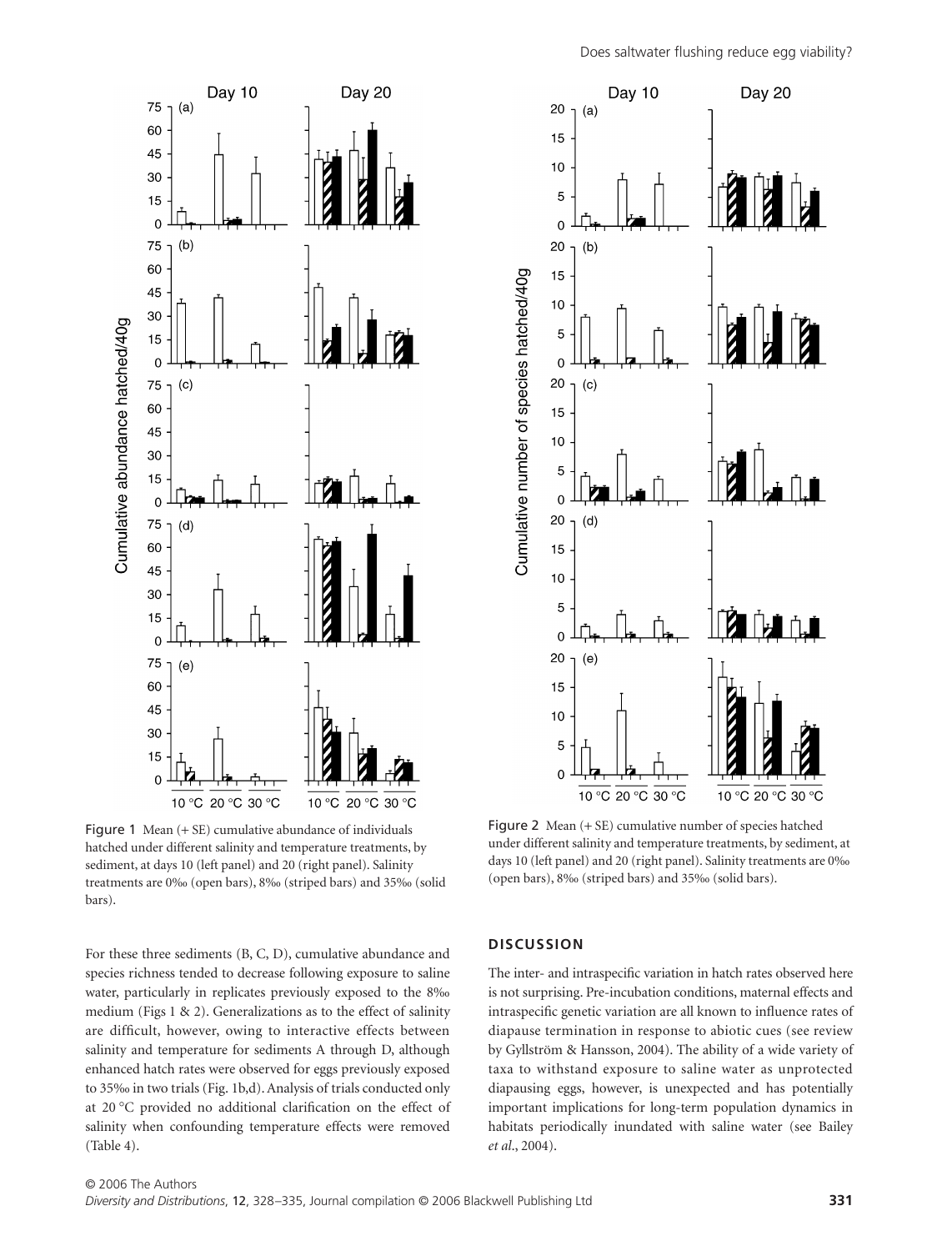Figure 1 Mean (+ SE) cumulative abundance of individuals hatched under different salinity and temperature treatments, by sediment, at days 10 (left panel) and 20 (right panel). Salinity treatments are 0‰ (open bars), 8‰ (striped bars) and 35‰ (solid bars).

Figure 2 Mean (+ SE) cumulative number of species hatched under different salinity and temperature treatments, by sediment, at days 10 (left panel) and 20 (right panel). Salinity treatments are 0‰ (open bars), 8‰ (striped bars) and 35‰ (solid bars).

For these three sediments (B, C, D), cumulative abundance and species richness tended to decrease following exposure to saline water, particularly in replicates previously exposed to the 8‰ medium (Figs 1 & 2). Generalizations as to the effect of salinity are difficult, however, owing to interactive effects between salinity and temperature for sediments A through D, although enhanced hatch rates were observed for eggs previously exposed to 35‰ in two trials (Fig. 1b,d). Analysis of trials conducted only at 20 °C provided no additional clarification on the effect of salinity when confounding temperature effects were removed (Table 4).

## DISCUSSION

The inter- and intraspecific variation in hatch rates observed here is not surprising. Pre-incubation conditions, maternal effects and intraspecific genetic variation are all known to influence rates of diapause termination in response to abiotic cues (see review by Gyllström & Hansson, 2004). The ability of a wide variety of taxa to withstand exposure to saline water as unprotected diapausing eggs, however, is unexpected and has potentially important implications for long-term population dynamics in habitats periodically inundated with saline water (see Bailey *et al.*, 2004).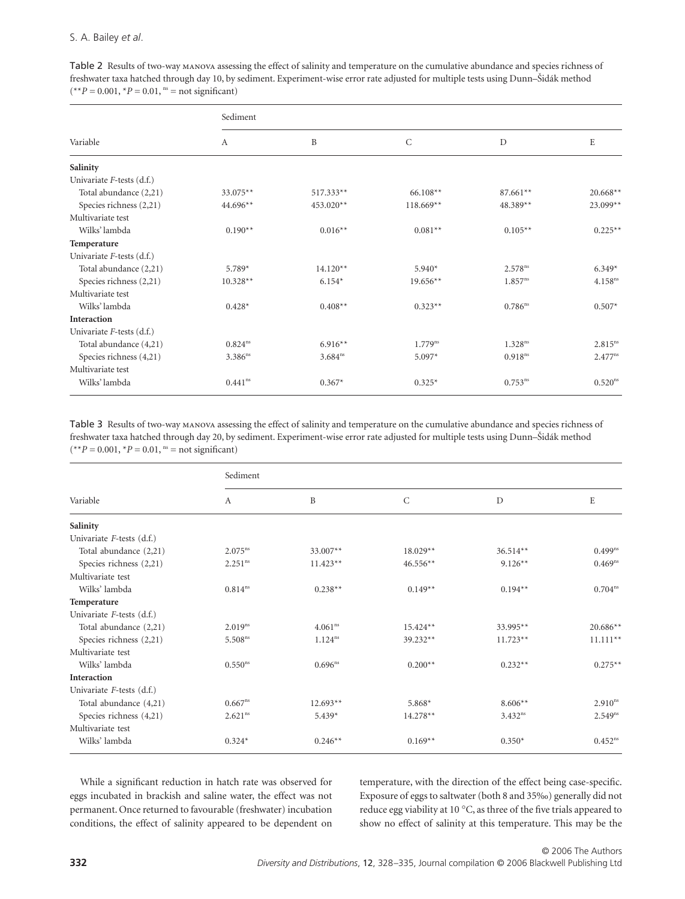Table 2 Results of two-way MANOVA assessing the effect of salinity and temperature on the cumulative abundance and species richness of freshwater taxa hatched through day 10, by sediment. Experiment-wise error rate adjusted for multiple tests using Dunn–Šidák method (**$P = 0.001$, *$P = 0.01$, ns = not significant)

| Variable | Sediment A | B | C | D | E |
|---|---|---|---|---|---|
| **Salinity** | | | | | |
| Univariate *F*-tests (d.f.) | | | | | |
| Total abundance (2,21) | 33.075** | 517.333** | 66.108** | 87.661** | 20.668** |
| Species richness (2,21) | 44.696** | 453.020** | 118.669** | 48.389** | 23.099** |
| Multivariate test | | | | | |
| Wilks' lambda | 0.190** | 0.016** | 0.081** | 0.105** | 0.225** |
| **Temperature** | | | | | |
| Univariate *F*-tests (d.f.) | | | | | |
| Total abundance (2,21) | 5.789* | 14.120** | 5.940* | 2.578ns | 6.349* |
| Species richness (2,21) | 10.328** | 6.154* | 19.656** | 1.857ns | 4.158ns |
| Multivariate test | | | | | |
| Wilks' lambda | 0.428* | 0.408** | 0.323** | 0.786ns | 0.507* |
| **Interaction** | | | | | |
| Univariate *F*-tests (d.f.) | | | | | |
| Total abundance (4,21) | 0.824ns | 6.916** | 1.779ns | 1.328ns | 2.815ns |
| Species richness (4,21) | 3.386ns | 3.684ns | 5.097* | 0.918ns | 2.477ns |
| Multivariate test | | | | | |
| Wilks' lambda | 0.441ns | 0.367* | 0.325* | 0.753ns | 0.520ns |

Table 3 Results of two-way MANOVA assessing the effect of salinity and temperature on the cumulative abundance and species richness of freshwater taxa hatched through day 20, by sediment. Experiment-wise error rate adjusted for multiple tests using Dunn–Šidák method (**$P = 0.001$, *$P = 0.01$, ns = not significant)

| Variable | Sediment A | B | C | D | E |
|---|---|---|---|---|---|
| **Salinity** | | | | | |
| Univariate *F*-tests (d.f.) | | | | | |
| Total abundance (2,21) | 2.075ns | 33.007** | 18.029** | 36.514** | 0.499ns |
| Species richness (2,21) | 2.251ns | 11.423** | 46.556** | 9.126** | 0.469ns |
| Multivariate test | | | | | |
| Wilks' lambda | 0.814ns | 0.238** | 0.149** | 0.194** | 0.704ns |
| **Temperature** | | | | | |
| Univariate *F*-tests (d.f.) | | | | | |
| Total abundance (2,21) | 2.019ns | 4.061ns | 15.424** | 33.995** | 20.686** |
| Species richness (2,21) | 5.508ns | 1.124ns | 39.232** | 11.723** | 11.111** |
| Multivariate test | | | | | |
| Wilks' lambda | 0.550ns | 0.696ns | 0.200** | 0.232** | 0.275** |
| **Interaction** | | | | | |
| Univariate *F*-tests (d.f.) | | | | | |
| Total abundance (4,21) | 0.667ns | 12.693** | 5.868* | 8.606** | 2.910ns |
| Species richness (4,21) | 2.621ns | 5.439* | 14.278** | 3.432ns | 2.549ns |
| Multivariate test | | | | | |
| Wilks' lambda | 0.324* | 0.246** | 0.169** | 0.350* | 0.452ns |

While a significant reduction in hatch rate was observed for eggs incubated in brackish and saline water, the effect was not permanent. Once returned to favourable (freshwater) incubation conditions, the effect of salinity appeared to be dependent on temperature, with the direction of the effect being case-specific. Exposure of eggs to saltwater (both 8 and 35‰) generally did not reduce egg viability at 10 °C, as three of the five trials appeared to show no effect of salinity at this temperature. This may be the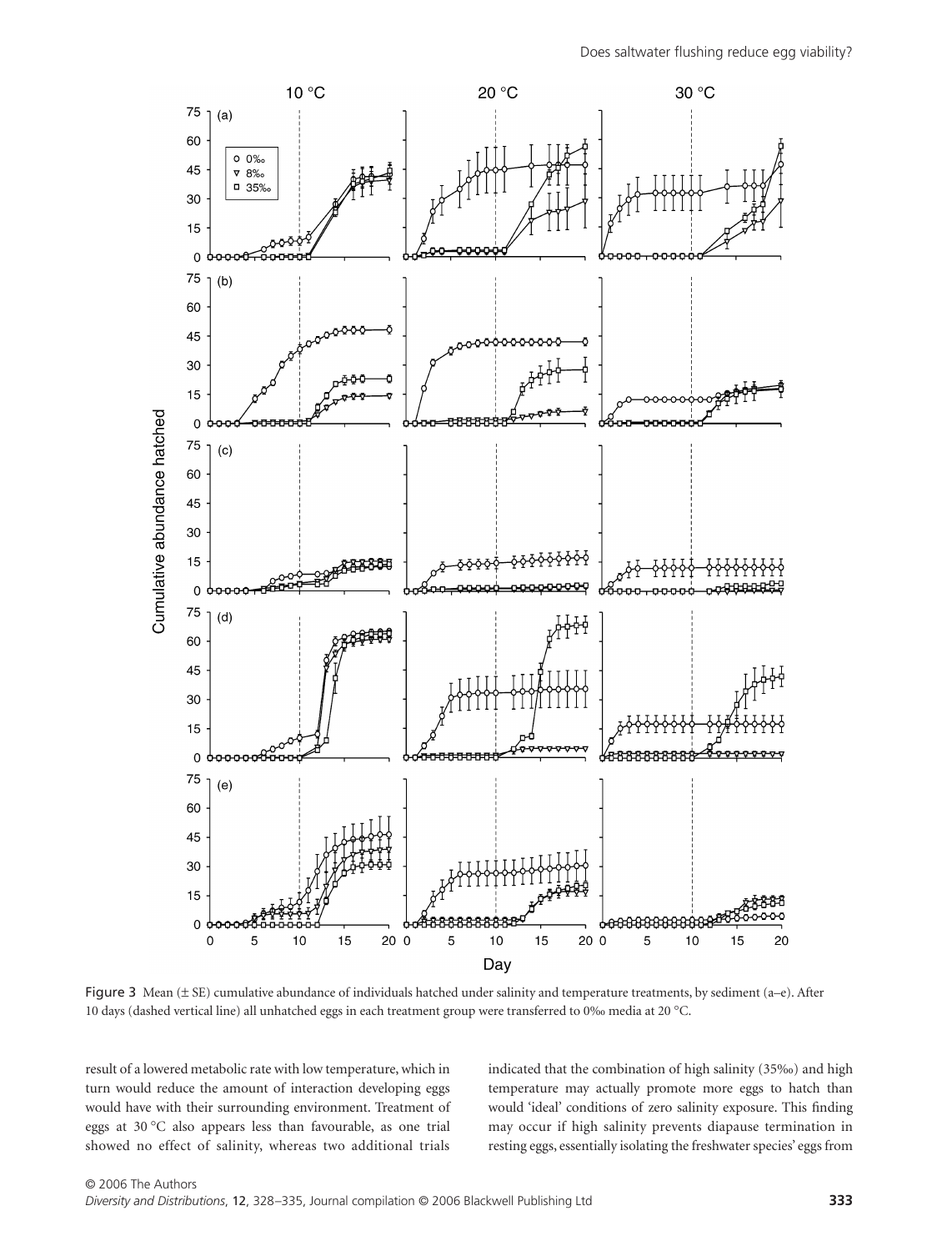Figure 3 Mean (± SE) cumulative abundance of individuals hatched under salinity and temperature treatments, by sediment (a–e). After 10 days (dashed vertical line) all unhatched eggs in each treatment group were transferred to 0‰ media at 20 °C.

result of a lowered metabolic rate with low temperature, which in turn would reduce the amount of interaction developing eggs would have with their surrounding environment. Treatment of eggs at 30 °C also appears less than favourable, as one trial showed no effect of salinity, whereas two additional trials indicated that the combination of high salinity (35‰) and high temperature may actually promote more eggs to hatch than would 'ideal' conditions of zero salinity exposure. This finding may occur if high salinity prevents diapause termination in resting eggs, essentially isolating the freshwater species' eggs from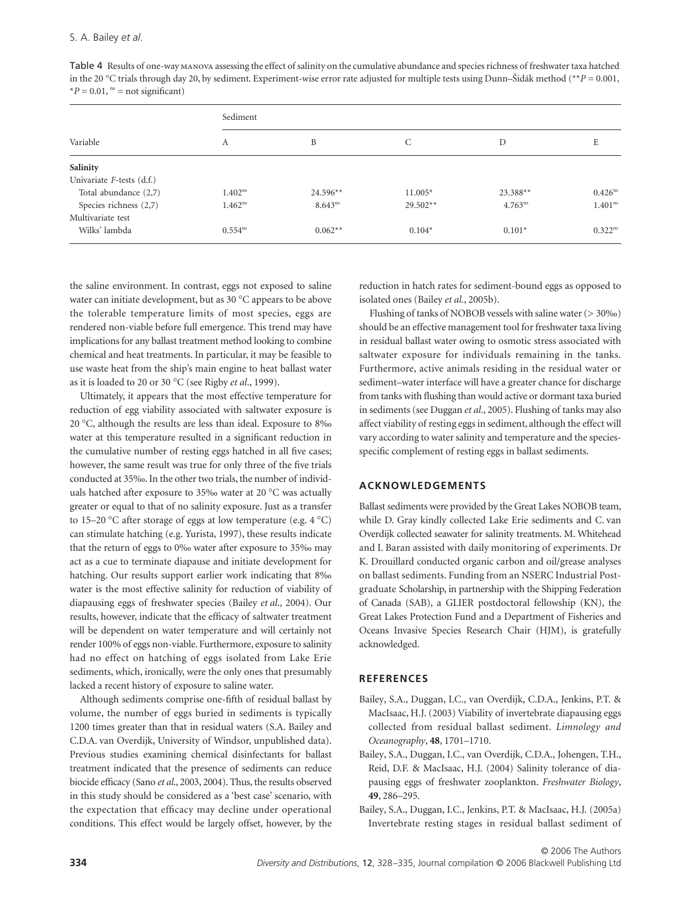Table 4 Results of one-way MANOVA assessing the effect of salinity on the cumulative abundance and species richness of freshwater taxa hatched in the 20 °C trials through day 20, by sediment. Experiment-wise error rate adjusted for multiple tests using Dunn–Šidák method (** $P = 0.001$, * $P = 0.01$, $^{ns}$ = not significant)

| Variable | Sediment | | | | |
|---|---|---|---|---|---|
| | A | B | C | D | E |
| **Salinity** | | | | | |
| Univariate *F*-tests (d.f.) | | | | | |
| Total abundance (2,7) | $1.402^{ns}$ | 24.596** | 11.005* | 23.388** | $0.426^{ns}$ |
| Species richness (2,7) | $1.462^{ns}$ | $8.643^{ns}$ | 29.502** | $4.763^{ns}$ | $1.401^{ns}$ |
| Multivariate test | | | | | |
| Wilks' lambda | $0.554^{ns}$ | 0.062** | 0.104* | 0.101* | $0.322^{ns}$ |

the saline environment. In contrast, eggs not exposed to saline water can initiate development, but as 30 °C appears to be above the tolerable temperature limits of most species, eggs are rendered non-viable before full emergence. This trend may have implications for any ballast treatment method looking to combine chemical and heat treatments. In particular, it may be feasible to use waste heat from the ship's main engine to heat ballast water as it is loaded to 20 or 30 °C (see Rigby *et al*., 1999).

Ultimately, it appears that the most effective temperature for reduction of egg viability associated with saltwater exposure is 20 °C, although the results are less than ideal. Exposure to 8‰ water at this temperature resulted in a significant reduction in the cumulative number of resting eggs hatched in all five cases; however, the same result was true for only three of the five trials conducted at 35‰. In the other two trials, the number of individuals hatched after exposure to 35‰ water at 20 °C was actually greater or equal to that of no salinity exposure. Just as a transfer to 15–20 °C after storage of eggs at low temperature (e.g. 4 °C) can stimulate hatching (e.g. Yurista, 1997), these results indicate that the return of eggs to 0‰ water after exposure to 35‰ may act as a cue to terminate diapause and initiate development for hatching. Our results support earlier work indicating that 8‰ water is the most effective salinity for reduction of viability of diapausing eggs of freshwater species (Bailey *et al*., 2004). Our results, however, indicate that the efficacy of saltwater treatment will be dependent on water temperature and will certainly not render 100% of eggs non-viable. Furthermore, exposure to salinity had no effect on hatching of eggs isolated from Lake Erie sediments, which, ironically, were the only ones that presumably lacked a recent history of exposure to saline water.

Although sediments comprise one-fifth of residual ballast by volume, the number of eggs buried in sediments is typically 1200 times greater than that in residual waters (S.A. Bailey and C.D.A. van Overdijk, University of Windsor, unpublished data). Previous studies examining chemical disinfectants for ballast treatment indicated that the presence of sediments can reduce biocide efficacy (Sano *et al*., 2003, 2004). Thus, the results observed in this study should be considered as a 'best case' scenario, with the expectation that efficacy may decline under operational conditions. This effect would be largely offset, however, by the reduction in hatch rates for sediment-bound eggs as opposed to isolated ones (Bailey *et al*., 2005b).

Flushing of tanks of NOBOB vessels with saline water (> 30‰) should be an effective management tool for freshwater taxa living in residual ballast water owing to osmotic stress associated with saltwater exposure for individuals remaining in the tanks. Furthermore, active animals residing in the residual water or sediment–water interface will have a greater chance for discharge from tanks with flushing than would active or dormant taxa buried in sediments (see Duggan *et al*., 2005). Flushing of tanks may also affect viability of resting eggs in sediment, although the effect will vary according to water salinity and temperature and the species-specific complement of resting eggs in ballast sediments.

## ACKNOWLEDGEMENTS

Ballast sediments were provided by the Great Lakes NOBOB team, while D. Gray kindly collected Lake Erie sediments and C. van Overdijk collected seawater for salinity treatments. M. Whitehead and I. Baran assisted with daily monitoring of experiments. Dr K. Drouillard conducted organic carbon and oil/grease analyses on ballast sediments. Funding from an NSERC Industrial Postgraduate Scholarship, in partnership with the Shipping Federation of Canada (SAB), a GLIER postdoctoral fellowship (KN), the Great Lakes Protection Fund and a Department of Fisheries and Oceans Invasive Species Research Chair (HJM), is gratefully acknowledged.

## REFERENCES

Bailey, S.A., Duggan, I.C., van Overdijk, C.D.A., Jenkins, P.T. & MacIsaac, H.J. (2003) Viability of invertebrate diapausing eggs collected from residual ballast sediment. *Limnology and Oceanography*, **48**, 1701–1710.

Bailey, S.A., Duggan, I.C., van Overdijk, C.D.A., Johengen, T.H., Reid, D.F. & MacIsaac, H.J. (2004) Salinity tolerance of diapausing eggs of freshwater zooplankton. *Freshwater Biology*, **49**, 286–295.

Bailey, S.A., Duggan, I.C., Jenkins, P.T. & MacIsaac, H.J. (2005a) Invertebrate resting stages in residual ballast sediment of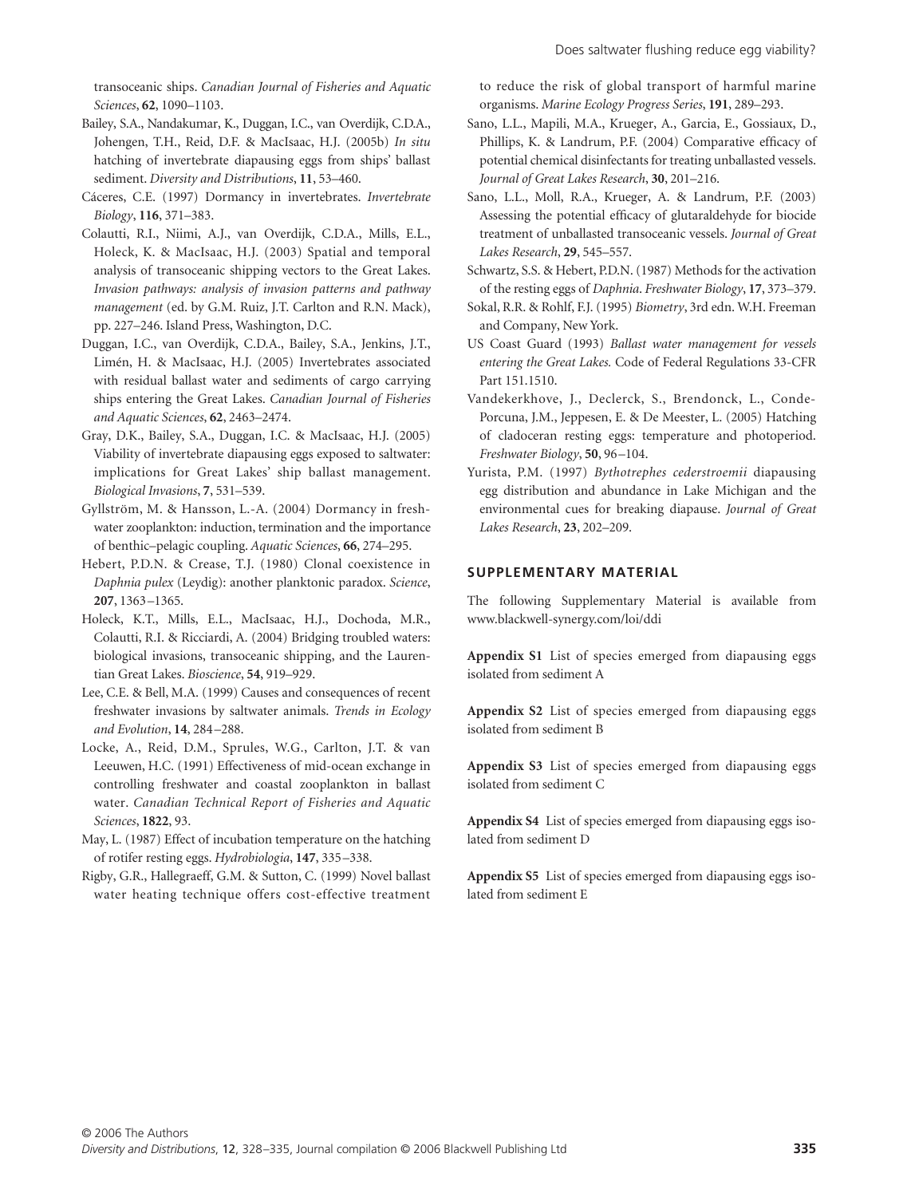transoceanic ships. *Canadian Journal of Fisheries and Aquatic Sciences*, **62**, 1090–1103.

Bailey, S.A., Nandakumar, K., Duggan, I.C., van Overdijk, C.D.A., Johengen, T.H., Reid, D.F. & MacIsaac, H.J. (2005b) *In situ* hatching of invertebrate diapausing eggs from ships' ballast sediment. *Diversity and Distributions*, **11**, 53–460.

Cáceres, C.E. (1997) Dormancy in invertebrates. *Invertebrate Biology*, **116**, 371–383.

Colautti, R.I., Niimi, A.J., van Overdijk, C.D.A., Mills, E.L., Holeck, K. & MacIsaac, H.J. (2003) Spatial and temporal analysis of transoceanic shipping vectors to the Great Lakes. *Invasion pathways: analysis of invasion patterns and pathway management* (ed. by G.M. Ruiz, J.T. Carlton and R.N. Mack), pp. 227–246. Island Press, Washington, D.C.

Duggan, I.C., van Overdijk, C.D.A., Bailey, S.A., Jenkins, J.T., Limén, H. & MacIsaac, H.J. (2005) Invertebrates associated with residual ballast water and sediments of cargo carrying ships entering the Great Lakes. *Canadian Journal of Fisheries and Aquatic Sciences*, **62**, 2463–2474.

Gray, D.K., Bailey, S.A., Duggan, I.C. & MacIsaac, H.J. (2005) Viability of invertebrate diapausing eggs exposed to saltwater: implications for Great Lakes' ship ballast management. *Biological Invasions*, **7**, 531–539.

Gyllström, M. & Hansson, L.-A. (2004) Dormancy in freshwater zooplankton: induction, termination and the importance of benthic–pelagic coupling. *Aquatic Sciences*, **66**, 274–295.

Hebert, P.D.N. & Crease, T.J. (1980) Clonal coexistence in *Daphnia pulex* (Leydig): another planktonic paradox. *Science*, **207**, 1363–1365.

Holeck, K.T., Mills, E.L., MacIsaac, H.J., Dochoda, M.R., Colautti, R.I. & Ricciardi, A. (2004) Bridging troubled waters: biological invasions, transoceanic shipping, and the Laurentian Great Lakes. *Bioscience*, **54**, 919–929.

Lee, C.E. & Bell, M.A. (1999) Causes and consequences of recent freshwater invasions by saltwater animals. *Trends in Ecology and Evolution*, **14**, 284–288.

Locke, A., Reid, D.M., Sprules, W.G., Carlton, J.T. & van Leeuwen, H.C. (1991) Effectiveness of mid-ocean exchange in controlling freshwater and coastal zooplankton in ballast water. *Canadian Technical Report of Fisheries and Aquatic Sciences*, **1822**, 93.

May, L. (1987) Effect of incubation temperature on the hatching of rotifer resting eggs. *Hydrobiologia*, **147**, 335–338.

Rigby, G.R., Hallegraeff, G.M. & Sutton, C. (1999) Novel ballast water heating technique offers cost-effective treatment to reduce the risk of global transport of harmful marine organisms. *Marine Ecology Progress Series*, **191**, 289–293.

Sano, L.L., Mapili, M.A., Krueger, A., Garcia, E., Gossiaux, D., Phillips, K. & Landrum, P.F. (2004) Comparative efficacy of potential chemical disinfectants for treating unballasted vessels. *Journal of Great Lakes Research*, **30**, 201–216.

Sano, L.L., Moll, R.A., Krueger, A. & Landrum, P.F. (2003) Assessing the potential efficacy of glutaraldehyde for biocide treatment of unballasted transoceanic vessels. *Journal of Great Lakes Research*, **29**, 545–557.

Schwartz, S.S. & Hebert, P.D.N. (1987) Methods for the activation of the resting eggs of *Daphnia*. *Freshwater Biology*, **17**, 373–379.

Sokal, R.R. & Rohlf, F.J. (1995) *Biometry*, 3rd edn. W.H. Freeman and Company, New York.

US Coast Guard (1993) *Ballast water management for vessels entering the Great Lakes.* Code of Federal Regulations 33-CFR Part 151.1510.

Vandekerkhove, J., Declerck, S., Brendonck, L., Conde-Porcuna, J.M., Jeppesen, E. & De Meester, L. (2005) Hatching of cladoceran resting eggs: temperature and photoperiod. *Freshwater Biology*, **50**, 96–104.

Yurista, P.M. (1997) *Bythotrephes cederstroemii* diapausing egg distribution and abundance in Lake Michigan and the environmental cues for breaking diapause. *Journal of Great Lakes Research*, **23**, 202–209.

## SUPPLEMENTARY MATERIAL

The following Supplementary Material is available from www.blackwell-synergy.com/loi/ddi

**Appendix S1** List of species emerged from diapausing eggs isolated from sediment A

**Appendix S2** List of species emerged from diapausing eggs isolated from sediment B

**Appendix S3** List of species emerged from diapausing eggs isolated from sediment C

**Appendix S4** List of species emerged from diapausing eggs isolated from sediment D

**Appendix S5** List of species emerged from diapausing eggs isolated from sediment E